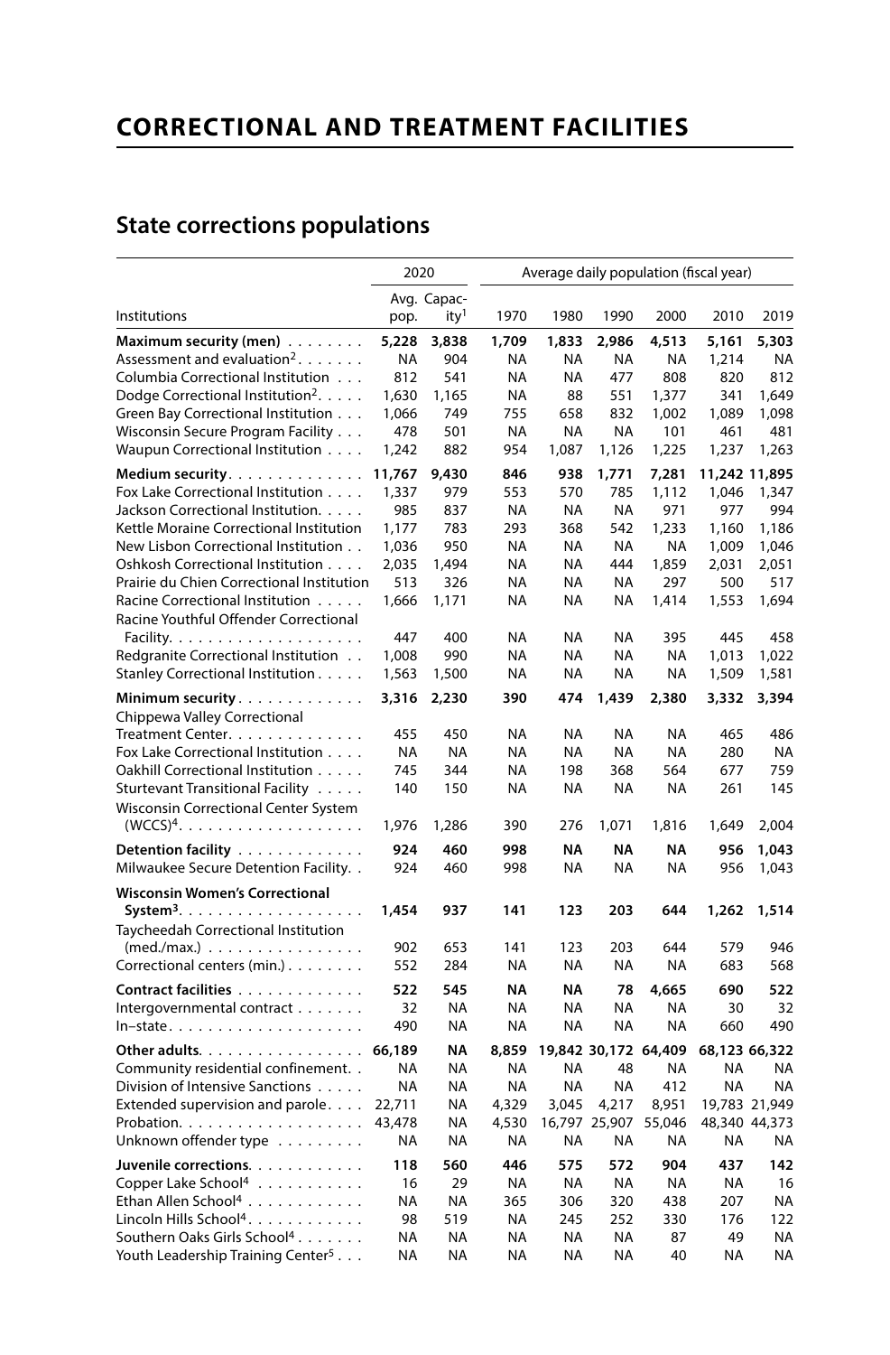# CORRECTIONAL AND TREATMENT FACILITIES

## State corrections populations

| Institutions | 2020 | | Average daily population (fiscal year) | | | | | |
|---|---|---|---|---|---|---|---|---|
| | Avg. pop. | Capacity[1] | 1970 | 1980 | 1990 | 2000 | 2010 | 2019 |
| **Maximum security (men)** | **5,228** | **3,838** | **1,709** | **1,833** | **2,986** | **4,513** | **5,161** | **5,303** |
| Assessment and evaluation[2] | NA | 904 | NA | NA | NA | NA | 1,214 | NA |
| Columbia Correctional Institution | 812 | 541 | NA | NA | 477 | 808 | 820 | 812 |
| Dodge Correctional Institution[2] | 1,630 | 1,165 | NA | 88 | 551 | 1,377 | 341 | 1,649 |
| Green Bay Correctional Institution | 1,066 | 749 | 755 | 658 | 832 | 1,002 | 1,089 | 1,098 |
| Wisconsin Secure Program Facility | 478 | 501 | NA | NA | NA | 101 | 461 | 481 |
| Waupun Correctional Institution | 1,242 | 882 | 954 | 1,087 | 1,126 | 1,225 | 1,237 | 1,263 |
| **Medium security** | **11,767** | **9,430** | **846** | **938** | **1,771** | **7,281** | **11,242** | **11,895** |
| Fox Lake Correctional Institution | 1,337 | 979 | 553 | 570 | 785 | 1,112 | 1,046 | 1,347 |
| Jackson Correctional Institution | 985 | 837 | NA | NA | NA | 971 | 977 | 994 |
| Kettle Moraine Correctional Institution | 1,177 | 783 | 293 | 368 | 542 | 1,233 | 1,160 | 1,186 |
| New Lisbon Correctional Institution | 1,036 | 950 | NA | NA | NA | NA | 1,009 | 1,046 |
| Oshkosh Correctional Institution | 2,035 | 1,494 | NA | NA | 444 | 1,859 | 2,031 | 2,051 |
| Prairie du Chien Correctional Institution | 513 | 326 | NA | NA | NA | 297 | 500 | 517 |
| Racine Correctional Institution | 1,666 | 1,171 | NA | NA | NA | 1,414 | 1,553 | 1,694 |
| Racine Youthful Offender Correctional Facility | 447 | 400 | NA | NA | NA | 395 | 445 | 458 |
| Redgranite Correctional Institution | 1,008 | 990 | NA | NA | NA | NA | 1,013 | 1,022 |
| Stanley Correctional Institution | 1,563 | 1,500 | NA | NA | NA | NA | 1,509 | 1,581 |
| **Minimum security** | **3,316** | **2,230** | **390** | **474** | **1,439** | **2,380** | **3,332** | **3,394** |
| Chippewa Valley Correctional Treatment Center | 455 | 450 | NA | NA | NA | NA | 465 | 486 |
| Fox Lake Correctional Institution | NA | NA | NA | NA | NA | NA | 280 | NA |
| Oakhill Correctional Institution | 745 | 344 | NA | 198 | 368 | 564 | 677 | 759 |
| Sturtevant Transitional Facility | 140 | 150 | NA | NA | NA | NA | 261 | 145 |
| Wisconsin Correctional Center System (WCCS)[4] | 1,976 | 1,286 | 390 | 276 | 1,071 | 1,816 | 1,649 | 2,004 |
| **Detention facility** | **924** | **460** | **998** | **NA** | **NA** | **NA** | **956** | **1,043** |
| Milwaukee Secure Detention Facility | 924 | 460 | 998 | NA | NA | NA | 956 | 1,043 |
| **Wisconsin Women's Correctional System**[3] | **1,454** | **937** | **141** | **123** | **203** | **644** | **1,262** | **1,514** |
| Taycheedah Correctional Institution (med./max.) | 902 | 653 | 141 | 123 | 203 | 644 | 579 | 946 |
| Correctional centers (min.) | 552 | 284 | NA | NA | NA | NA | 683 | 568 |
| **Contract facilities** | **522** | **545** | **NA** | **NA** | **78** | **4,665** | **690** | **522** |
| Intergovernmental contract | 32 | NA | NA | NA | NA | NA | 30 | 32 |
| In–state | 490 | NA | NA | NA | NA | NA | 660 | 490 |
| **Other adults** | **66,189** | **NA** | **8,859** | **19,842** | **30,172** | **64,409** | **68,123** | **66,322** |
| Community residential confinement | NA | NA | NA | NA | 48 | NA | NA | NA |
| Division of Intensive Sanctions | NA | NA | NA | NA | NA | 412 | NA | NA |
| Extended supervision and parole | 22,711 | NA | 4,329 | 3,045 | 4,217 | 8,951 | 19,783 | 21,949 |
| Probation | 43,478 | NA | 4,530 | 16,797 | 25,907 | 55,046 | 48,340 | 44,373 |
| Unknown offender type | NA | NA | NA | NA | NA | NA | NA | NA |
| **Juvenile corrections** | **118** | **560** | **446** | **575** | **572** | **904** | **437** | **142** |
| Copper Lake School[4] | 16 | 29 | NA | NA | NA | NA | NA | 16 |
| Ethan Allen School[4] | NA | NA | 365 | 306 | 320 | 438 | 207 | NA |
| Lincoln Hills School[4] | 98 | 519 | NA | 245 | 252 | 330 | 176 | 122 |
| Southern Oaks Girls School[4] | NA | NA | NA | NA | NA | 87 | 49 | NA |
| Youth Leadership Training Center[5] | NA | NA | NA | NA | NA | 40 | NA | NA |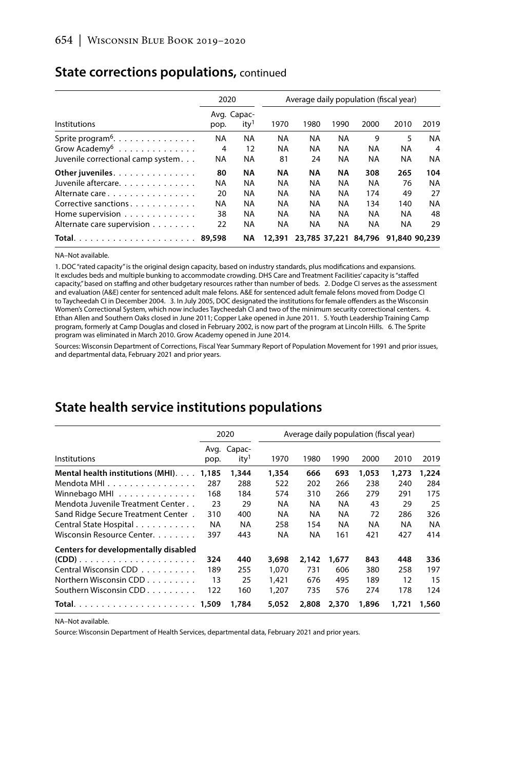## State corrections populations, continued

| | 2020 | | Average daily population (fiscal year) | | | | | |
|---|---|---|---|---|---|---|---|---|
| Institutions | Avg. pop. | Capacity[1] | 1970 | 1980 | 1990 | 2000 | 2010 | 2019 |
| Sprite program[6] | NA | NA | NA | NA | NA | 9 | 5 | NA |
| Grow Academy[6] | 4 | 12 | NA | NA | NA | NA | NA | 4 |
| Juvenile correctional camp system | NA | NA | 81 | 24 | NA | NA | NA | NA |
| **Other juveniles** | **80** | **NA** | **NA** | **NA** | **NA** | **308** | **265** | **104** |
| Juvenile aftercare | NA | NA | NA | NA | NA | NA | 76 | NA |
| Alternate care | 20 | NA | NA | NA | NA | 174 | 49 | 27 |
| Corrective sanctions | NA | NA | NA | NA | NA | 134 | 140 | NA |
| Home supervision | 38 | NA | NA | NA | NA | NA | NA | 48 |
| Alternate care supervision | 22 | NA | NA | NA | NA | NA | NA | 29 |
| **Total** | **89,598** | **NA** | **12,391** | **23,785** | **37,221** | **84,796** | **91,840** | **90,239** |

NA–Not available.

1. DOC "rated capacity" is the original design capacity, based on industry standards, plus modifications and expansions. It excludes beds and multiple bunking to accommodate crowding. DHS Care and Treatment Facilities' capacity is "staffed capacity," based on staffing and other budgetary resources rather than number of beds. 2. Dodge CI serves as the assessment and evaluation (A&E) center for sentenced adult male felons. A&E for sentenced adult female felons moved from Dodge CI to Taycheedah CI in December 2004. 3. In July 2005, DOC designated the institutions for female offenders as the Wisconsin Women's Correctional System, which now includes Taycheedah CI and two of the minimum security correctional centers. 4. Ethan Allen and Southern Oaks closed in June 2011; Copper Lake opened in June 2011. 5. Youth Leadership Training Camp program, formerly at Camp Douglas and closed in February 2002, is now part of the program at Lincoln Hills. 6. The Sprite program was eliminated in March 2010. Grow Academy opened in June 2014.

Sources: Wisconsin Department of Corrections, Fiscal Year Summary Report of Population Movement for 1991 and prior issues, and departmental data, February 2021 and prior years.

## State health service institutions populations

| | 2020 | | Average daily population (fiscal year) | | | | | |
|---|---|---|---|---|---|---|---|---|
| Institutions | Avg. pop. | Capacity[1] | 1970 | 1980 | 1990 | 2000 | 2010 | 2019 |
| **Mental health institutions (MHI)** | **1,185** | **1,344** | **1,354** | **666** | **693** | **1,053** | **1,273** | **1,224** |
| Mendota MHI | 287 | 288 | 522 | 202 | 266 | 238 | 240 | 284 |
| Winnebago MHI | 168 | 184 | 574 | 310 | 266 | 279 | 291 | 175 |
| Mendota Juvenile Treatment Center | 23 | 29 | NA | NA | NA | 43 | 29 | 25 |
| Sand Ridge Secure Treatment Center | 310 | 400 | NA | NA | NA | 72 | 286 | 326 |
| Central State Hospital | NA | NA | 258 | 154 | NA | NA | NA | NA |
| Wisconsin Resource Center | 397 | 443 | NA | NA | 161 | 421 | 427 | 414 |
| **Centers for developmentally disabled (CDD)** | **324** | **440** | **3,698** | **2,142** | **1,677** | **843** | **448** | **336** |
| Central Wisconsin CDD | 189 | 255 | 1,070 | 731 | 606 | 380 | 258 | 197 |
| Northern Wisconsin CDD | 13 | 25 | 1,421 | 676 | 495 | 189 | 12 | 15 |
| Southern Wisconsin CDD | 122 | 160 | 1,207 | 735 | 576 | 274 | 178 | 124 |
| **Total** | **1,509** | **1,784** | **5,052** | **2,808** | **2,370** | **1,896** | **1,721** | **1,560** |

NA–Not available.

Source: Wisconsin Department of Health Services, departmental data, February 2021 and prior years.